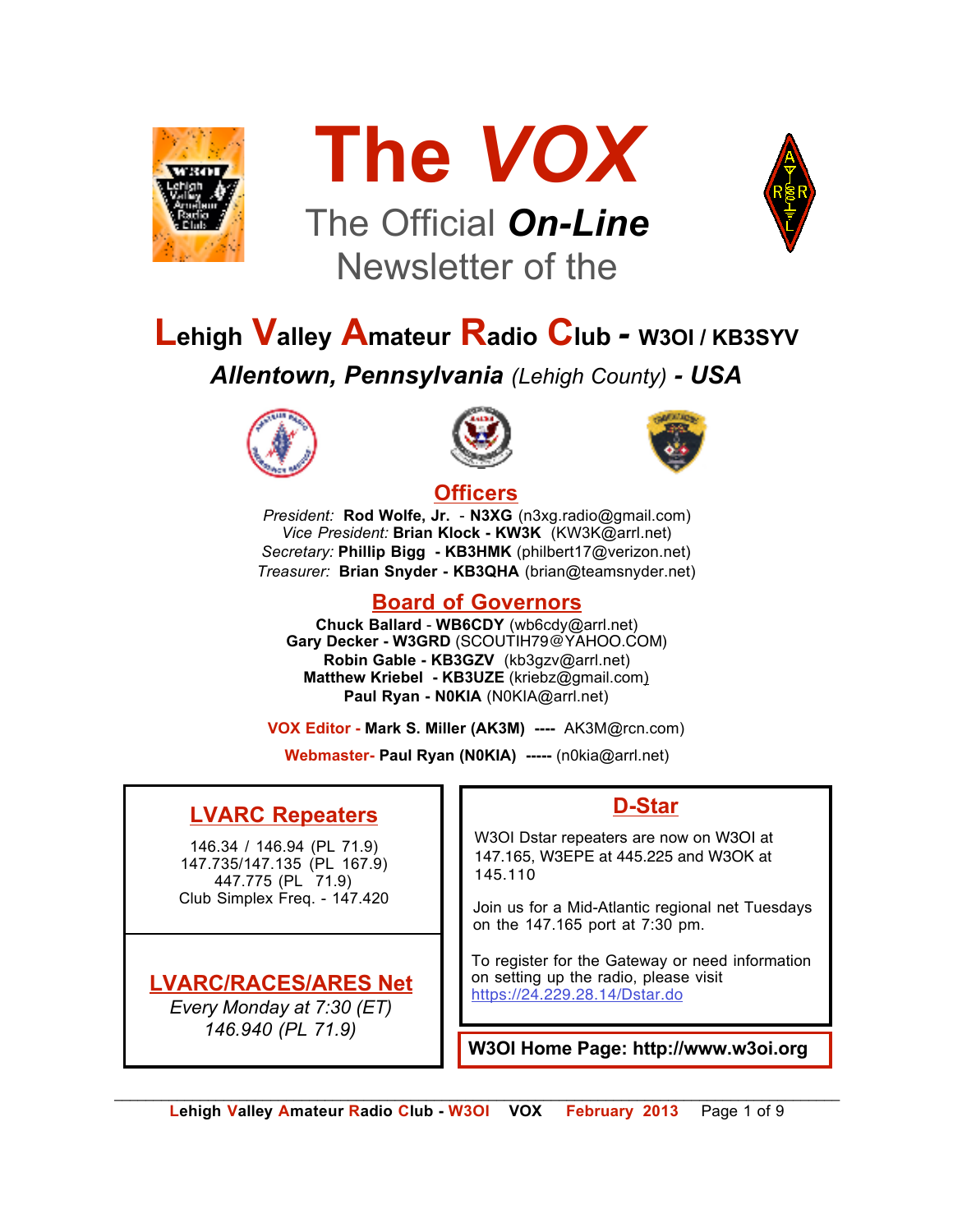# The *VOX*

The Official ***On-Line*** Newsletter of the

## Lehigh Valley Amateur Radio Club - W3OI / KB3SYV

***Allentown, Pennsylvania** (Lehigh County) **- USA***

### Officers

*President:* **Rod Wolfe, Jr. - N3XG** (n3xg.radio@gmail.com)
*Vice President:* **Brian Klock - KW3K** (KW3K@arrl.net)
*Secretary:* **Phillip Bigg - KB3HMK** (philbert17@verizon.net)
*Treasurer:* **Brian Snyder - KB3QHA** (brian@teamsnyder.net)

### Board of Governors

**Chuck Ballard - WB6CDY** (wb6cdy@arrl.net)
**Gary Decker - W3GRD** (SCOUTIH79@YAHOO.COM)
**Robin Gable - KB3GZV** (kb3gzv@arrl.net)
**Matthew Kriebel - KB3UZE** (kriebz@gmail.com)
**Paul Ryan - N0KIA** (N0KIA@arrl.net)

**VOX Editor - Mark S. Miller (AK3M) ----** AK3M@rcn.com)

**Webmaster- Paul Ryan (N0KIA) -----** (n0kia@arrl.net)

### LVARC Repeaters

146.34 / 146.94 (PL 71.9)
147.735/147.135 (PL 167.9)
447.775 (PL 71.9)
Club Simplex Freq. - 147.420

### LVARC/RACES/ARES Net

*Every Monday at 7:30 (ET)*
*146.940 (PL 71.9)*

### D-Star

W3OI Dstar repeaters are now on W3OI at 147.165, W3EPE at 445.225 and W3OK at 145.110

Join us for a Mid-Atlantic regional net Tuesdays on the 147.165 port at 7:30 pm.

To register for the Gateway or need information on setting up the radio, please visit https://24.229.28.14/Dstar.do

**W3OI Home Page: http://www.w3oi.org**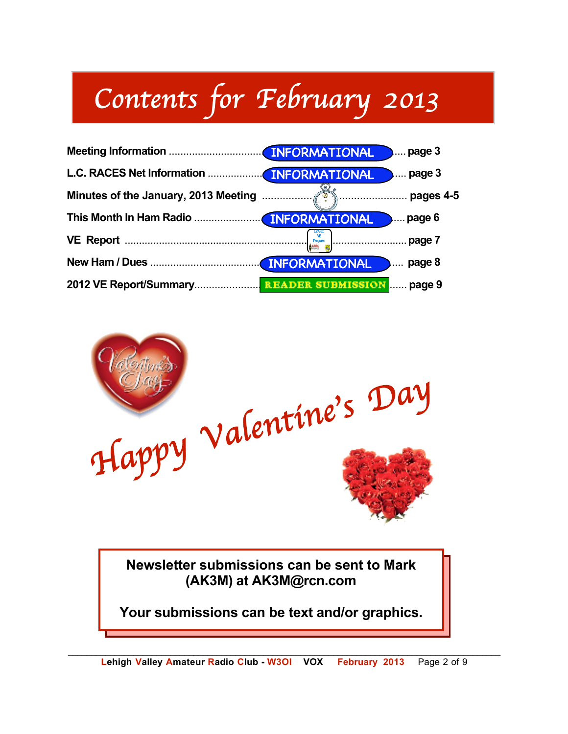# Contents for February 2013

| Article | Type | Page |
|---|---|---|
| Meeting Information | INFORMATIONAL | page 3 |
| L.C. RACES Net Information | INFORMATIONAL | page 3 |
| Minutes of the January, 2013 Meeting | | pages 4-5 |
| This Month In Ham Radio | INFORMATIONAL | page 6 |
| VE Report | | page 7 |
| New Ham / Dues | INFORMATIONAL | page 8 |
| 2012 VE Report/Summary | READER SUBMISSION | page 9 |

*Happy Valentine's Day*

**Newsletter submissions can be sent to Mark (AK3M) at AK3M@rcn.com**

**Your submissions can be text and/or graphics.**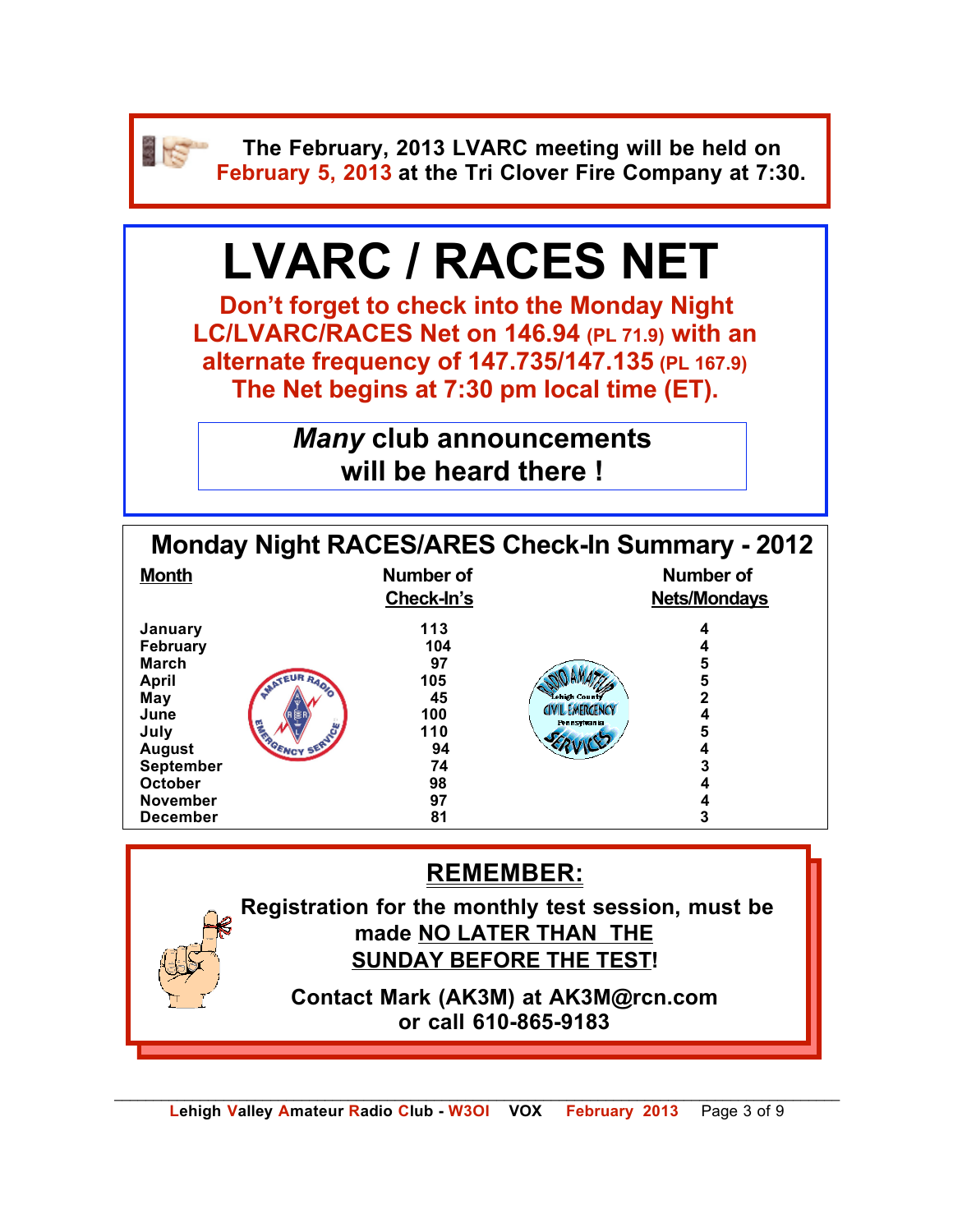**The February, 2013 LVARC meeting will be held on February 5, 2013 at the Tri Clover Fire Company at 7:30.**

# LVARC / RACES NET

**Don't forget to check into the Monday Night LC/LVARC/RACES Net on 146.94 (PL 71.9) with an alternate frequency of 147.735/147.135 (PL 167.9) The Net begins at 7:30 pm local time (ET).**

***Many* club announcements will be heard there !**

## Monday Night RACES/ARES Check-In Summary - 2012

| Month | Number of Check-In's | Number of Nets/Mondays |
|---|---|---|
| January | 113 | 4 |
| February | 104 | 4 |
| March | 97 | 5 |
| April | 105 | 5 |
| May | 45 | 2 |
| June | 100 | 4 |
| July | 110 | 5 |
| August | 94 | 4 |
| September | 74 | 3 |
| October | 98 | 4 |
| November | 97 | 4 |
| December | 81 | 3 |

## REMEMBER:

**Registration for the monthly test session, must be made NO LATER THAN THE SUNDAY BEFORE THE TEST!**

**Contact Mark (AK3M) at AK3M@rcn.com or call 610-865-9183**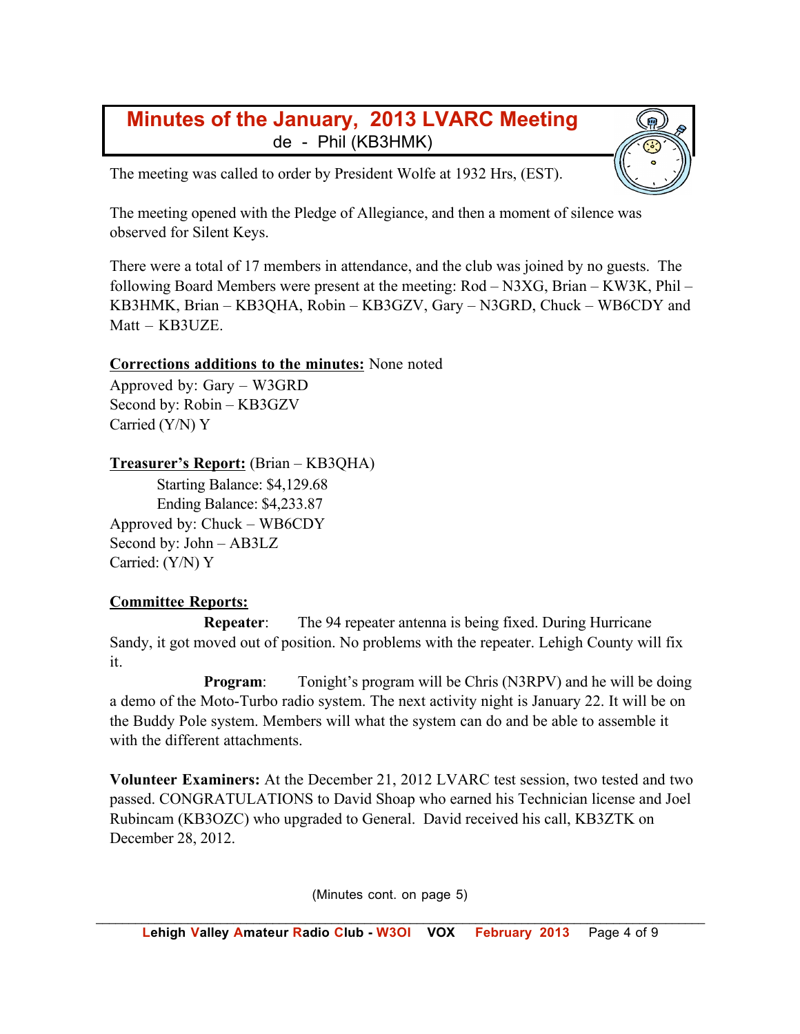# Minutes of the January, 2013 LVARC Meeting

de - Phil (KB3HMK)

The meeting was called to order by President Wolfe at 1932 Hrs, (EST).

The meeting opened with the Pledge of Allegiance, and then a moment of silence was observed for Silent Keys.

There were a total of 17 members in attendance, and the club was joined by no guests. The following Board Members were present at the meeting: Rod – N3XG, Brian – KW3K, Phil – KB3HMK, Brian – KB3QHA, Robin – KB3GZV, Gary – N3GRD, Chuck – WB6CDY and Matt – KB3UZE.

**Corrections additions to the minutes:** None noted

Approved by: Gary – W3GRD
Second by: Robin – KB3GZV
Carried (Y/N) Y

**Treasurer's Report:** (Brian – KB3QHA)

Starting Balance: $4,129.68
Ending Balance: $4,233.87

Approved by: Chuck – WB6CDY
Second by: John – AB3LZ
Carried: (Y/N) Y

**Committee Reports:**

**Repeater**: The 94 repeater antenna is being fixed. During Hurricane Sandy, it got moved out of position. No problems with the repeater. Lehigh County will fix it.

**Program**: Tonight's program will be Chris (N3RPV) and he will be doing a demo of the Moto-Turbo radio system. The next activity night is January 22. It will be on the Buddy Pole system. Members will what the system can do and be able to assemble it with the different attachments.

**Volunteer Examiners:** At the December 21, 2012 LVARC test session, two tested and two passed. CONGRATULATIONS to David Shoap who earned his Technician license and Joel Rubincam (KB3OZC) who upgraded to General. David received his call, KB3ZTK on December 28, 2012.

(Minutes cont. on page 5)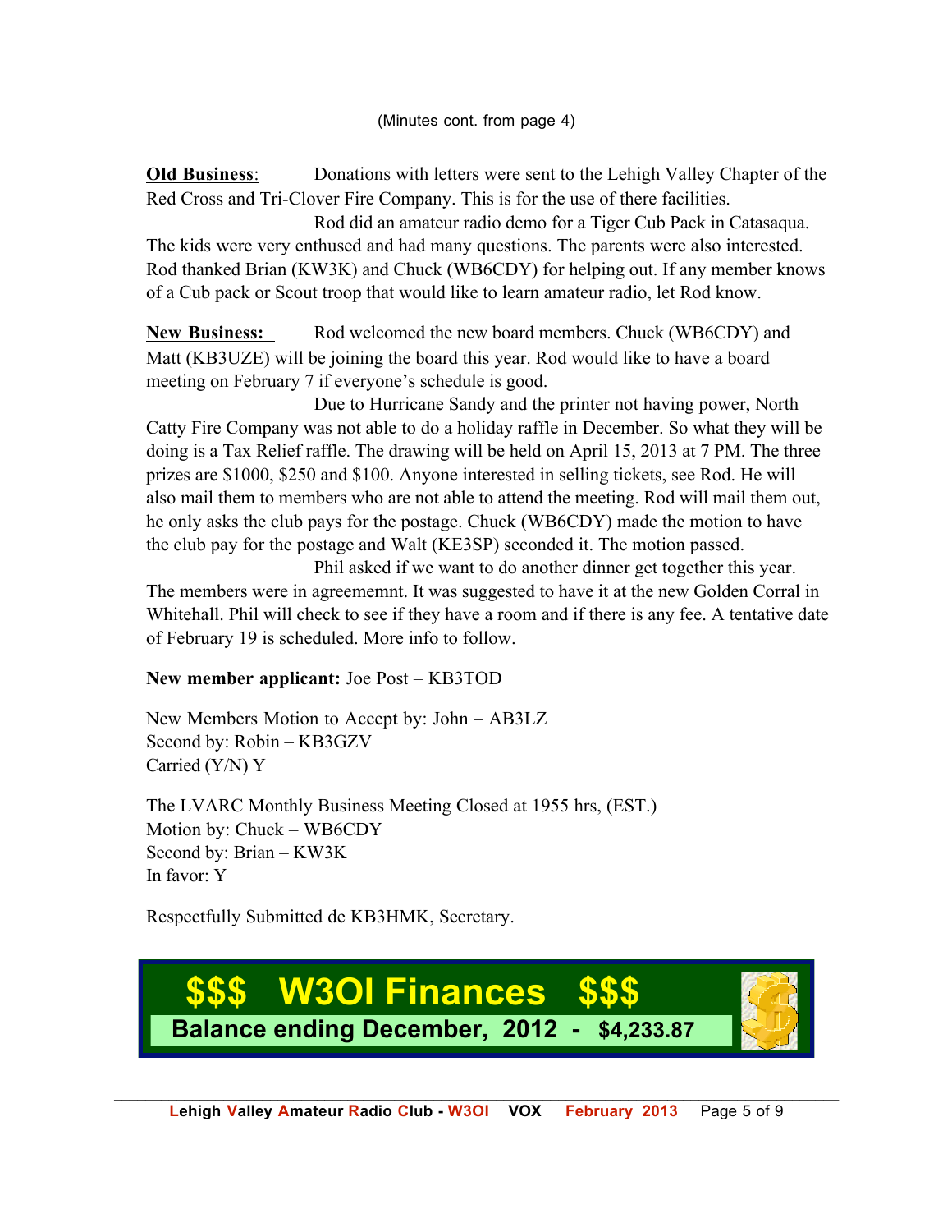(Minutes cont. from page 4)

**Old Business**: Donations with letters were sent to the Lehigh Valley Chapter of the Red Cross and Tri-Clover Fire Company. This is for the use of there facilities.

Rod did an amateur radio demo for a Tiger Cub Pack in Catasaqua. The kids were very enthused and had many questions. The parents were also interested. Rod thanked Brian (KW3K) and Chuck (WB6CDY) for helping out. If any member knows of a Cub pack or Scout troop that would like to learn amateur radio, let Rod know.

**New Business:** Rod welcomed the new board members. Chuck (WB6CDY) and Matt (KB3UZE) will be joining the board this year. Rod would like to have a board meeting on February 7 if everyone's schedule is good.

Due to Hurricane Sandy and the printer not having power, North Catty Fire Company was not able to do a holiday raffle in December. So what they will be doing is a Tax Relief raffle. The drawing will be held on April 15, 2013 at 7 PM. The three prizes are $1000, $250 and $100. Anyone interested in selling tickets, see Rod. He will also mail them to members who are not able to attend the meeting. Rod will mail them out, he only asks the club pays for the postage. Chuck (WB6CDY) made the motion to have the club pay for the postage and Walt (KE3SP) seconded it. The motion passed.

Phil asked if we want to do another dinner get together this year. The members were in agreememnt. It was suggested to have it at the new Golden Corral in Whitehall. Phil will check to see if they have a room and if there is any fee. A tentative date of February 19 is scheduled. More info to follow.

**New member applicant:** Joe Post – KB3TOD

New Members Motion to Accept by: John – AB3LZ
Second by: Robin – KB3GZV
Carried (Y/N) Y

The LVARC Monthly Business Meeting Closed at 1955 hrs, (EST.)
Motion by: Chuck – WB6CDY
Second by: Brian – KW3K
In favor: Y

Respectfully Submitted de KB3HMK, Secretary.

## $$$ W3OI Finances $$$

**Balance ending December, 2012 - $4,233.87**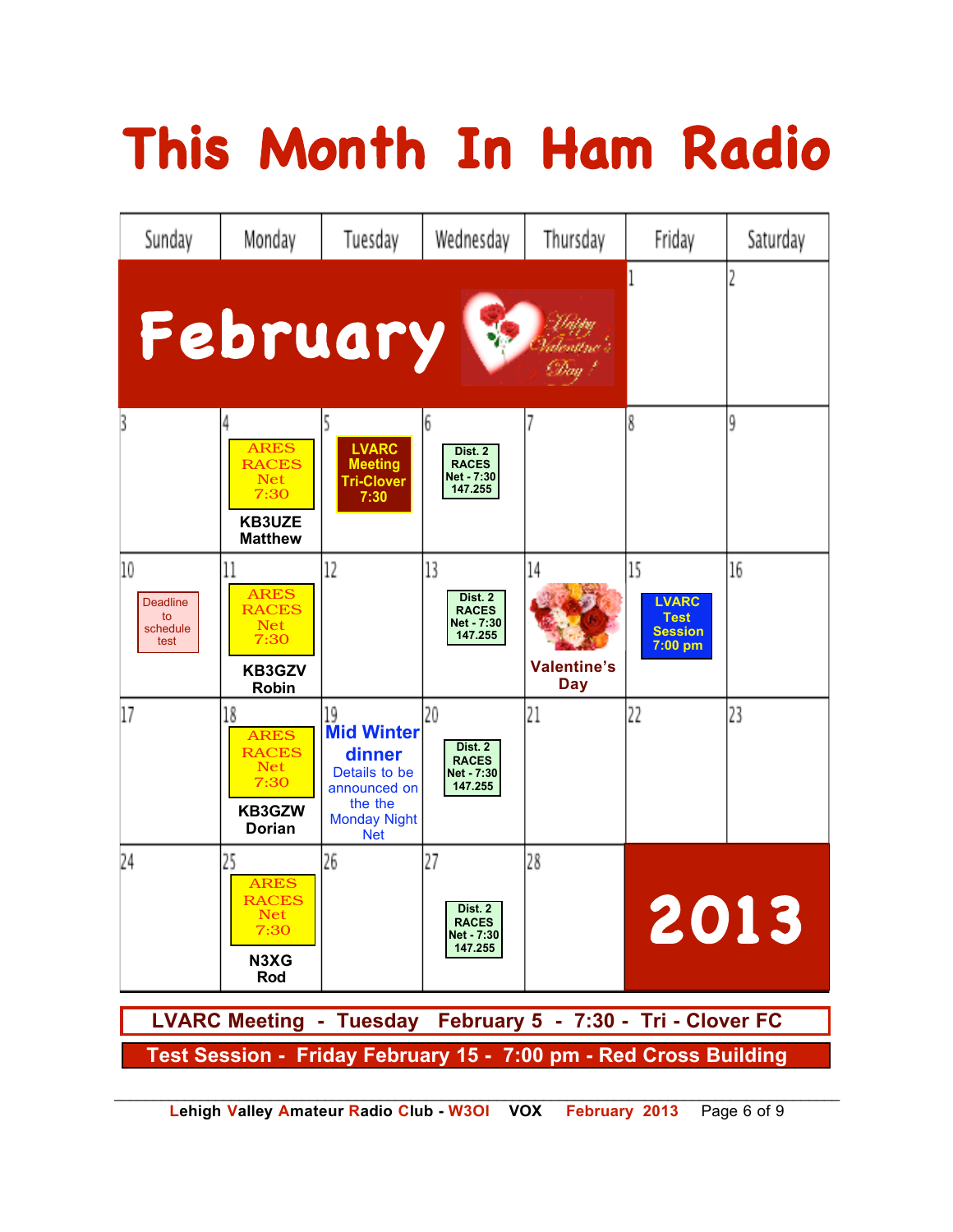# This Month In Ham Radio

| Sunday | Monday | Tuesday | Wednesday | Thursday | Friday | Saturday |
|---|---|---|---|---|---|---|
| **February** | | | | | 1 | 2 |
| 3 | 4 ARES RACES Net 7:30 **KB3UZE Matthew** | 5 **LVARC Meeting Tri-Clover 7:30** | 6 **Dist. 2 RACES Net - 7:30 147.255** | 7 | 8 | 9 |
| 10 Deadline to schedule test | 11 ARES RACES Net 7:30 **KB3GZV Robin** | 12 | 13 **Dist. 2 RACES Net - 7:30 147.255** | 14 **Valentine's Day** | 15 **LVARC Test Session 7:00 pm** | 16 |
| 17 | 18 ARES RACES Net 7:30 **KB3GZW Dorian** | 19 **Mid Winter dinner** Details to be announced on the the Monday Night Net | 20 **Dist. 2 RACES Net - 7:30 147.255** | 21 | 22 | 23 |
| 24 | 25 ARES RACES Net 7:30 **N3XG Rod** | 26 | 27 **Dist. 2 RACES Net - 7:30 147.255** | 28 | **2013** | |

**LVARC Meeting - Tuesday February 5 - 7:30 - Tri - Clover FC**

**Test Session - Friday February 15 - 7:00 pm - Red Cross Building**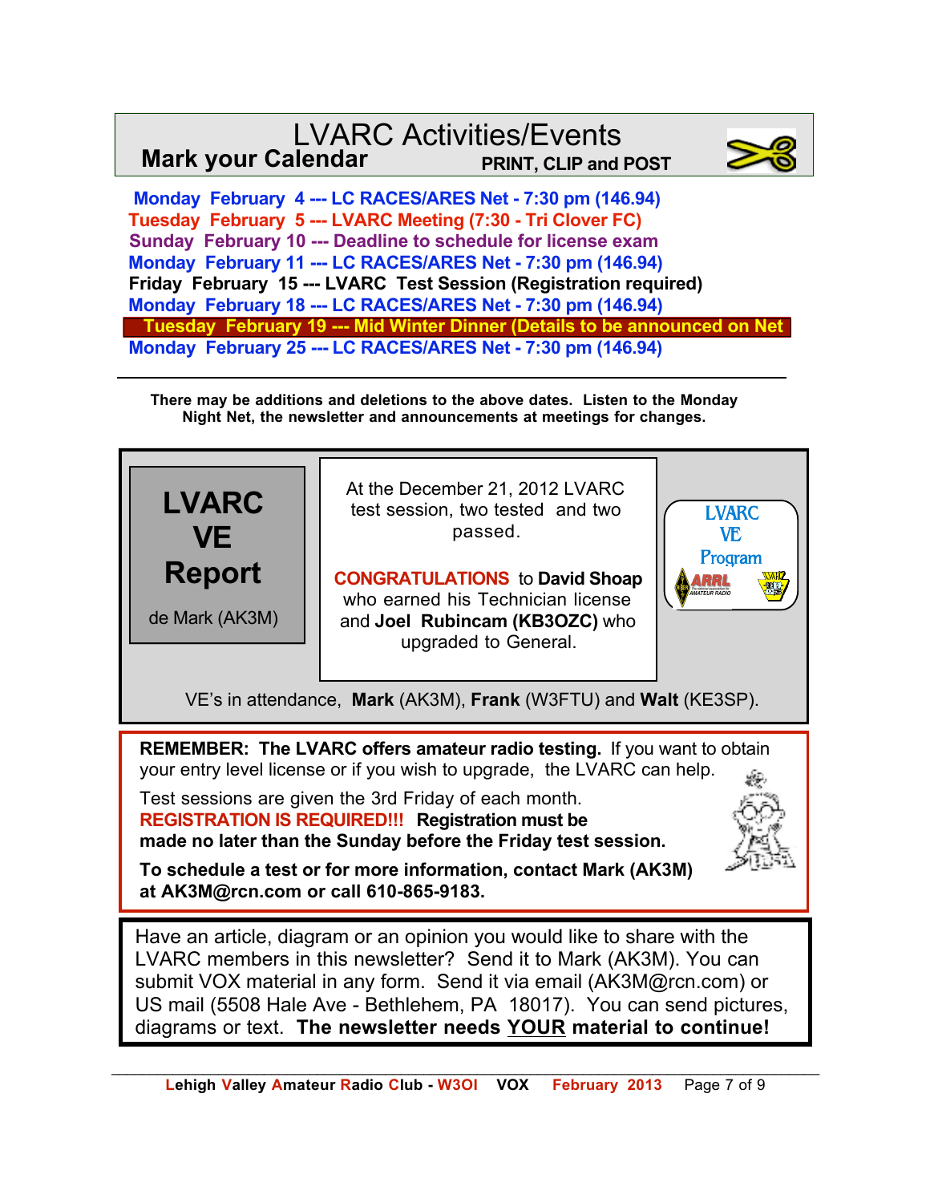# LVARC Activities/Events

**Mark your Calendar** **PRINT, CLIP and POST**

**Monday February 4 --- LC RACES/ARES Net - 7:30 pm (146.94)**
**Tuesday February 5 --- LVARC Meeting (7:30 - Tri Clover FC)**
**Sunday February 10 --- Deadline to schedule for license exam**
**Monday February 11 --- LC RACES/ARES Net - 7:30 pm (146.94)**
**Friday February 15 --- LVARC Test Session (Registration required)**
**Monday February 18 --- LC RACES/ARES Net - 7:30 pm (146.94)**
**Tuesday February 19 --- Mid Winter Dinner (Details to be announced on Net**
**Monday February 25 --- LC RACES/ARES Net - 7:30 pm (146.94)**

---

**There may be additions and deletions to the above dates. Listen to the Monday Night Net, the newsletter and announcements at meetings for changes.**

## LVARC VE Report

de Mark (AK3M)

At the December 21, 2012 LVARC test session, two tested and two passed.

**CONGRATULATIONS** to **David Shoap** who earned his Technician license and **Joel Rubincam (KB3OZC)** who upgraded to General.

LVARC VE Program

VE's in attendance, **Mark** (AK3M), **Frank** (W3FTU) and **Walt** (KE3SP).

**REMEMBER: The LVARC offers amateur radio testing.** If you want to obtain your entry level license or if you wish to upgrade, the LVARC can help.

Test sessions are given the 3rd Friday of each month.
**REGISTRATION IS REQUIRED!!! Registration must be made no later than the Sunday before the Friday test session.**

**To schedule a test or for more information, contact Mark (AK3M) at AK3M@rcn.com or call 610-865-9183.**

Have an article, diagram or an opinion you would like to share with the LVARC members in this newsletter? Send it to Mark (AK3M). You can submit VOX material in any form. Send it via email (AK3M@rcn.com) or US mail (5508 Hale Ave - Bethlehem, PA 18017). You can send pictures, diagrams or text. **The newsletter needs YOUR material to continue!**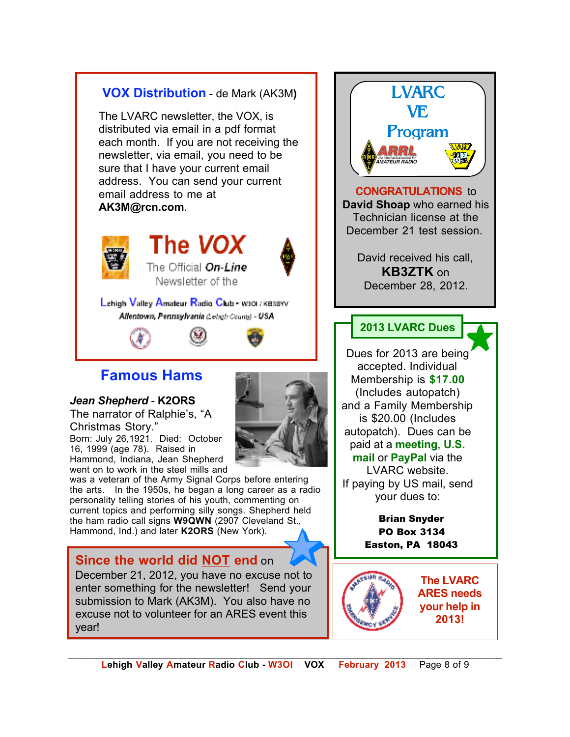## VOX Distribution - de Mark (AK3M)

The LVARC newsletter, the VOX, is distributed via email in a pdf format each month. If you are not receiving the newsletter, via email, you need to be sure that I have your current email address. You can send your current email address to me at **AK3M@rcn.com**.

**The VOX**
The Official *On-Line* Newsletter of the
Lehigh Valley Amateur Radio Club - W3OI / KB3SYV
*Allentown, Pennsylvania (Lehigh County) - USA*

## Famous Hams

***Jean Shepherd*** - **K2ORS**
The narrator of Ralphie's, "A Christmas Story."
Born: July 26,1921. Died: October 16, 1999 (age 78). Raised in Hammond, Indiana, Jean Shepherd went on to work in the steel mills and was a veteran of the Army Signal Corps before entering the arts. In the 1950s, he began a long career as a radio personality telling stories of his youth, commenting on current topics and performing silly songs. Shepherd held the ham radio call signs **W9QWN** (2907 Cleveland St., Hammond, Ind.) and later **K2ORS** (New York).

**Since the world did NOT end** on December 21, 2012, you have no excuse not to enter something for the newsletter! Send your submission to Mark (AK3M). You also have no excuse not to volunteer for an ARES event this year!

## LVARC VE Program

**CONGRATULATIONS** to **David Shoap** who earned his Technician license at the December 21 test session.

David received his call, **KB3ZTK** on December 28, 2012.

## 2013 LVARC Dues

Dues for 2013 are being accepted. Individual Membership is **$17.00** (Includes autopatch) and a Family Membership is $20.00 (Includes autopatch). Dues can be paid at a **meeting**, **U.S. mail** or **PayPal** via the LVARC website.
If paying by US mail, send your dues to:

**Brian Snyder**
**PO Box 3134**
**Easton, PA 18043**

**The LVARC ARES needs your help in 2013!**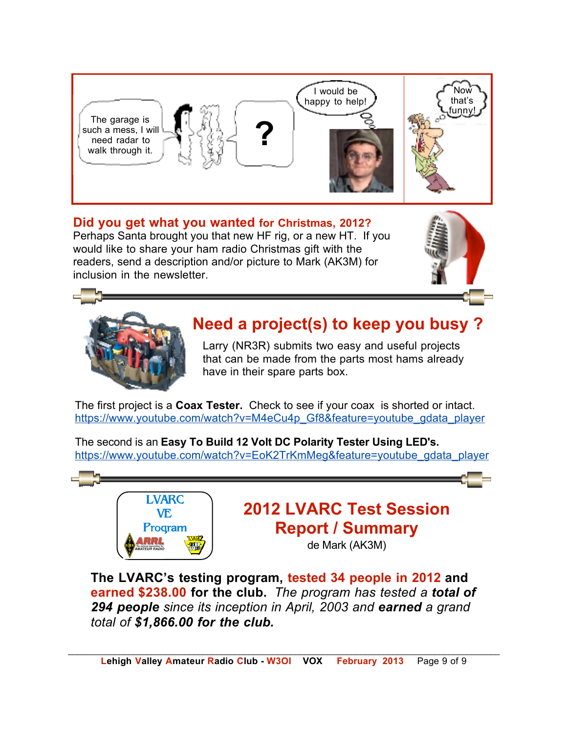The garage is such a mess, I will need radar to walk through it.

?

I would be happy to help!

Now that's funny!

## Did you get what you wanted for Christmas, 2012?

Perhaps Santa brought you that new HF rig, or a new HT. If you would like to share your ham radio Christmas gift with the readers, send a description and/or picture to Mark (AK3M) for inclusion in the newsletter.

## Need a project(s) to keep you busy ?

Larry (NR3R) submits two easy and useful projects that can be made from the parts most hams already have in their spare parts box.

The first project is a **Coax Tester.** Check to see if your coax is shorted or intact.
https://www.youtube.com/watch?v=M4eCu4p_Gf8&feature=youtube_gdata_player

The second is an **Easy To Build 12 Volt DC Polarity Tester Using LED's.**
https://www.youtube.com/watch?v=EoK2TrKmMeg&feature=youtube_gdata_player

LVARC VE Program

## 2012 LVARC Test Session Report / Summary

de Mark (AK3M)

**The LVARC's testing program, tested 34 people in 2012 and earned $238.00 for the club.** *The program has tested a **total of 294 people** since its inception in April, 2003 and **earned** a grand total of **$1,866.00 for the club.***